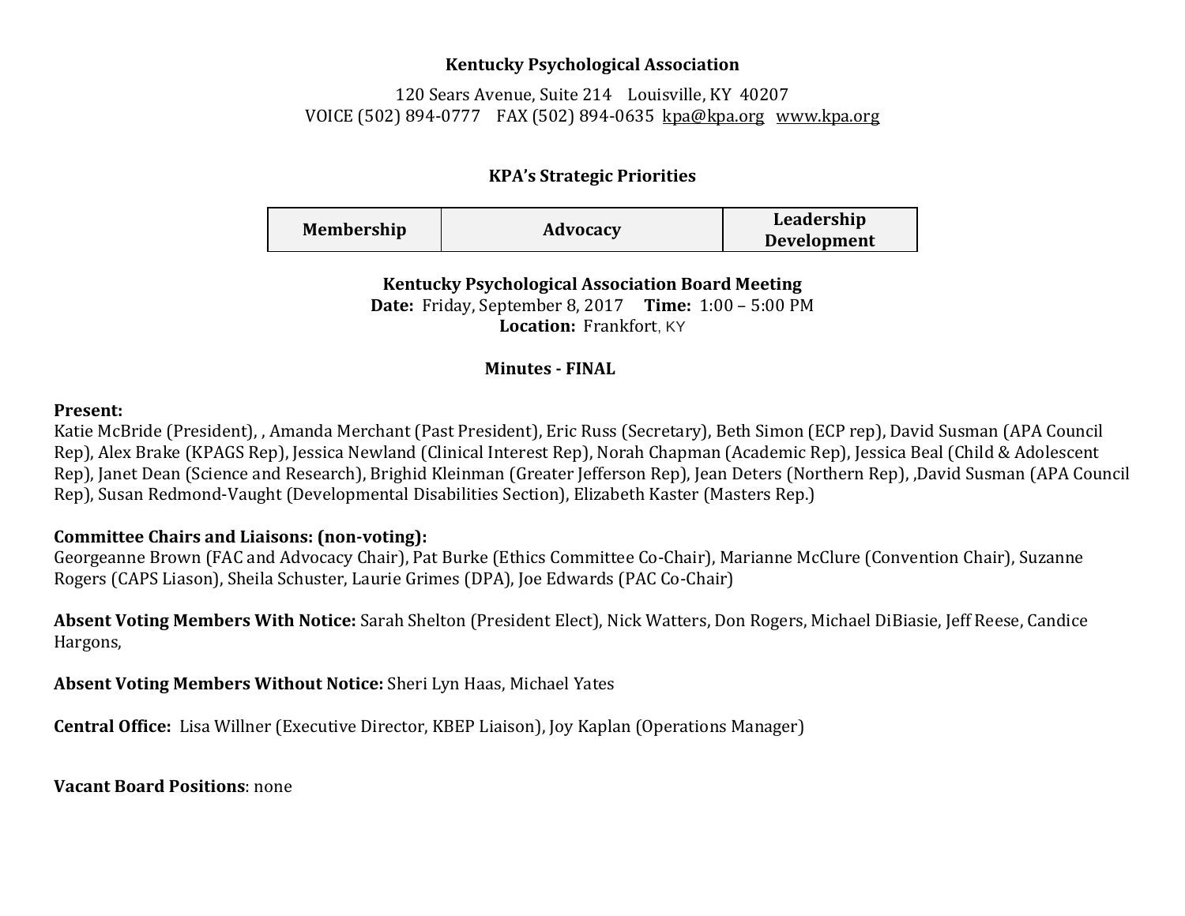**Kentucky Psychological Association**

120 Sears Avenue, Suite 214    Louisville, KY  40207
VOICE (502) 894-0777    FAX (502) 894-0635  kpa@kpa.org   www.kpa.org

**KPA's Strategic Priorities**

| Membership | Advocacy | Leadership Development |
|---|---|---|

**Kentucky Psychological Association Board Meeting**
**Date:** Friday, September 8, 2017     **Time:** 1:00 – 5:00 PM
**Location:** Frankfort, KY

**Minutes - FINAL**

**Present:**
Katie McBride (President), , Amanda Merchant (Past President), Eric Russ (Secretary), Beth Simon (ECP rep), David Susman (APA Council Rep), Alex Brake (KPAGS Rep), Jessica Newland (Clinical Interest Rep), Norah Chapman (Academic Rep), Jessica Beal (Child & Adolescent Rep), Janet Dean (Science and Research), Brighid Kleinman (Greater Jefferson Rep), Jean Deters (Northern Rep), ,David Susman (APA Council Rep), Susan Redmond-Vaught (Developmental Disabilities Section), Elizabeth Kaster (Masters Rep.)

**Committee Chairs and Liaisons: (non-voting):**
Georgeanne Brown (FAC and Advocacy Chair), Pat Burke (Ethics Committee Co-Chair), Marianne McClure (Convention Chair), Suzanne Rogers (CAPS Liason), Sheila Schuster, Laurie Grimes (DPA), Joe Edwards (PAC Co-Chair)

**Absent Voting Members With Notice:** Sarah Shelton (President Elect), Nick Watters, Don Rogers, Michael DiBiasie, Jeff Reese, Candice Hargons,

**Absent Voting Members Without Notice:** Sheri Lyn Haas, Michael Yates

**Central Office:** Lisa Willner (Executive Director, KBEP Liaison), Joy Kaplan (Operations Manager)

**Vacant Board Positions**: none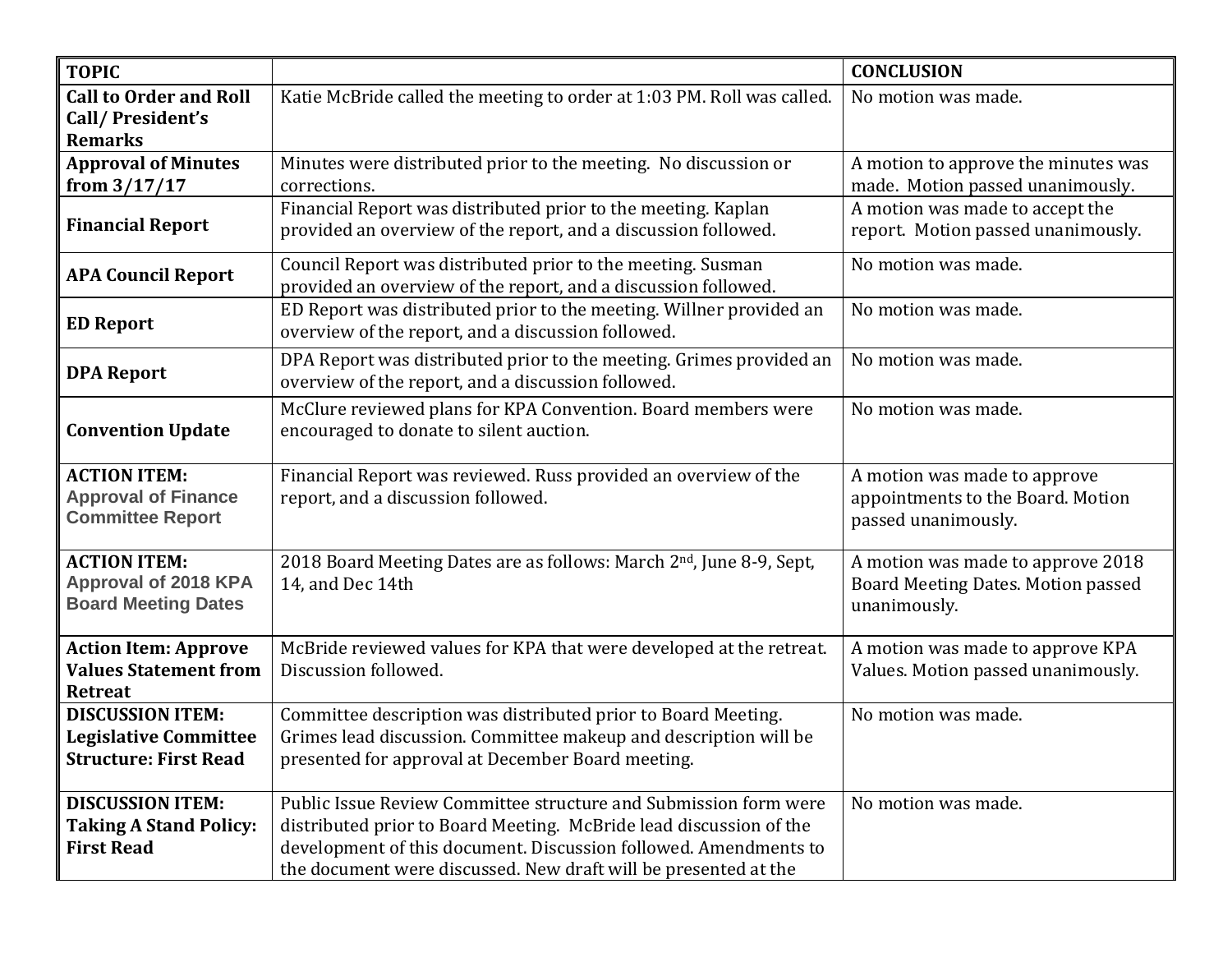| TOPIC | | CONCLUSION |
|---|---|---|
| **Call to Order and Roll Call/ President's Remarks** | Katie McBride called the meeting to order at 1:03 PM. Roll was called. | No motion was made. |
| **Approval of Minutes from 3/17/17** | Minutes were distributed prior to the meeting. No discussion or corrections. | A motion to approve the minutes was made. Motion passed unanimously. |
| **Financial Report** | Financial Report was distributed prior to the meeting. Kaplan provided an overview of the report, and a discussion followed. | A motion was made to accept the report. Motion passed unanimously. |
| **APA Council Report** | Council Report was distributed prior to the meeting. Susman provided an overview of the report, and a discussion followed. | No motion was made. |
| **ED Report** | ED Report was distributed prior to the meeting. Willner provided an overview of the report, and a discussion followed. | No motion was made. |
| **DPA Report** | DPA Report was distributed prior to the meeting. Grimes provided an overview of the report, and a discussion followed. | No motion was made. |
| **Convention Update** | McClure reviewed plans for KPA Convention. Board members were encouraged to donate to silent auction. | No motion was made. |
| **ACTION ITEM: Approval of Finance Committee Report** | Financial Report was reviewed. Russ provided an overview of the report, and a discussion followed. | A motion was made to approve appointments to the Board. Motion passed unanimously. |
| **ACTION ITEM: Approval of 2018 KPA Board Meeting Dates** | 2018 Board Meeting Dates are as follows: March 2nd, June 8-9, Sept, 14, and Dec 14th | A motion was made to approve 2018 Board Meeting Dates. Motion passed unanimously. |
| **Action Item: Approve Values Statement from Retreat** | McBride reviewed values for KPA that were developed at the retreat. Discussion followed. | A motion was made to approve KPA Values. Motion passed unanimously. |
| **DISCUSSION ITEM: Legislative Committee Structure: First Read** | Committee description was distributed prior to Board Meeting. Grimes lead discussion. Committee makeup and description will be presented for approval at December Board meeting. | No motion was made. |
| **DISCUSSION ITEM: Taking A Stand Policy: First Read** | Public Issue Review Committee structure and Submission form were distributed prior to Board Meeting. McBride lead discussion of the development of this document. Discussion followed. Amendments to the document were discussed. New draft will be presented at the | No motion was made. |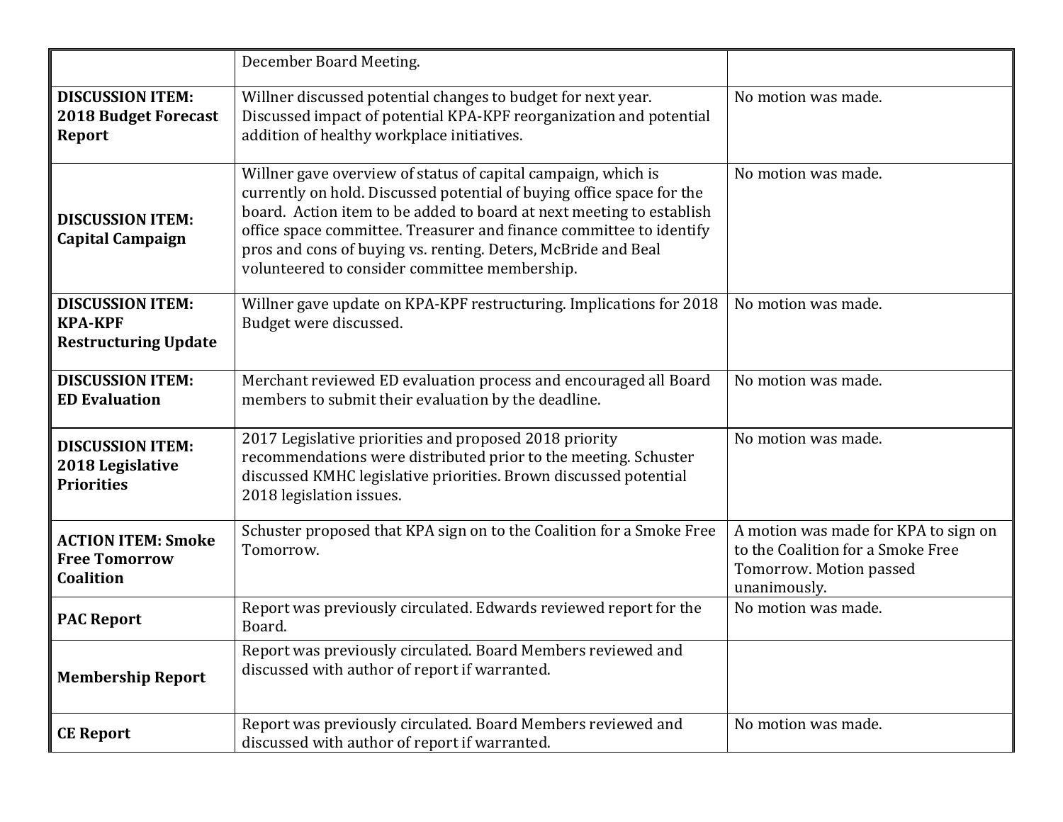| | | |
|---|---|---|
| | December Board Meeting. | |
| **DISCUSSION ITEM: 2018 Budget Forecast Report** | Willner discussed potential changes to budget for next year. Discussed impact of potential KPA-KPF reorganization and potential addition of healthy workplace initiatives. | No motion was made. |
| **DISCUSSION ITEM: Capital Campaign** | Willner gave overview of status of capital campaign, which is currently on hold. Discussed potential of buying office space for the board. Action item to be added to board at next meeting to establish office space committee. Treasurer and finance committee to identify pros and cons of buying vs. renting. Deters, McBride and Beal volunteered to consider committee membership. | No motion was made. |
| **DISCUSSION ITEM: KPA-KPF Restructuring Update** | Willner gave update on KPA-KPF restructuring. Implications for 2018 Budget were discussed. | No motion was made. |
| **DISCUSSION ITEM: ED Evaluation** | Merchant reviewed ED evaluation process and encouraged all Board members to submit their evaluation by the deadline. | No motion was made. |
| **DISCUSSION ITEM: 2018 Legislative Priorities** | 2017 Legislative priorities and proposed 2018 priority recommendations were distributed prior to the meeting. Schuster discussed KMHC legislative priorities. Brown discussed potential 2018 legislation issues. | No motion was made. |
| **ACTION ITEM: Smoke Free Tomorrow Coalition** | Schuster proposed that KPA sign on to the Coalition for a Smoke Free Tomorrow. | A motion was made for KPA to sign on to the Coalition for a Smoke Free Tomorrow. Motion passed unanimously. |
| **PAC Report** | Report was previously circulated. Edwards reviewed report for the Board. | No motion was made. |
| **Membership Report** | Report was previously circulated. Board Members reviewed and discussed with author of report if warranted. | |
| **CE Report** | Report was previously circulated. Board Members reviewed and discussed with author of report if warranted. | No motion was made. |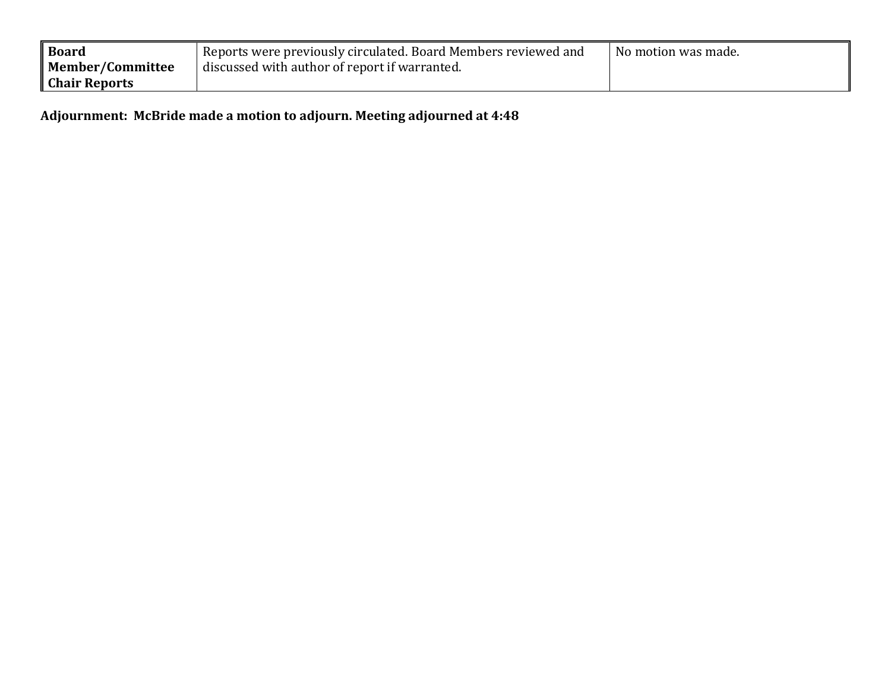| | | |
|---|---|---|
| **Board Member/Committee Chair Reports** | Reports were previously circulated. Board Members reviewed and discussed with author of report if warranted. | No motion was made. |

**Adjournment: McBride made a motion to adjourn. Meeting adjourned at 4:48**